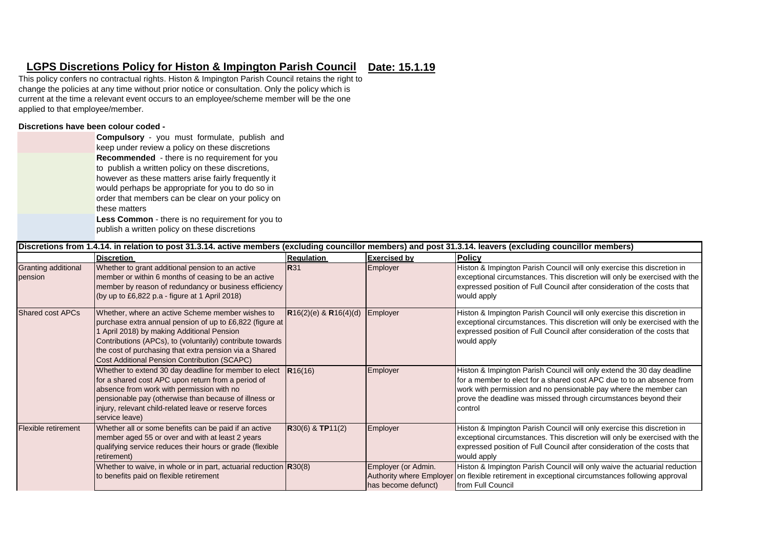## LGPS Discretions Policy for Histon & Impington Parish Council **Date: 15.1.19**

This policy confers no contractual rights. Histon & Impington Parish Council retains the right to change the policies at any time without prior notice or consultation. Only the policy which is current at the time a relevant event occurs to an employee/scheme member will be the one applied to that employee/member.

**Discretions have been colour coded -**

**Compulsory** - you must formulate, publish and keep under review a policy on these discretions

**Recommended** - there is no requirement for you to publish a written policy on these discretions, however as these matters arise fairly frequently it would perhaps be appropriate for you to do so in order that members can be clear on your policy on these matters

**Less Common** - there is no requirement for you to publish a written policy on these discretions

**Discretions from 1.4.14. in relation to post 31.3.14. active members (excluding councillor members) and post 31.3.14. leavers (excluding councillor members)**

| | **Discretion** | **Regulation** | **Exercised by** | **Policy** |
|---|---|---|---|---|
| Granting additional pension | Whether to grant additional pension to an active member or within 6 months of ceasing to be an active member by reason of redundancy or business efficiency (by up to £6,822 p.a - figure at 1 April 2018) | **R**31 | Employer | Histon & Impington Parish Council will only exercise this discretion in exceptional circumstances. This discretion will only be exercised with the expressed position of Full Council after consideration of the costs that would apply |
| Shared cost APCs | Whether, where an active Scheme member wishes to purchase extra annual pension of up to £6,822 (figure at 1 April 2018) by making Additional Pension Contributions (APCs), to (voluntarily) contribute towards the cost of purchasing that extra pension via a Shared Cost Additional Pension Contribution (SCAPC) | **R**16(2)(e) & **R**16(4)(d) | Employer | Histon & Impington Parish Council will only exercise this discretion in exceptional circumstances. This discretion will only be exercised with the expressed position of Full Council after consideration of the costs that would apply |
| | Whether to extend 30 day deadline for member to elect for a shared cost APC upon return from a period of absence from work with permission with no pensionable pay (otherwise than because of illness or injury, relevant child-related leave or reserve forces service leave) | **R**16(16) | Employer | Histon & Impington Parish Council will only extend the 30 day deadline for a member to elect for a shared cost APC due to to an absence from work with permission and no pensionable pay where the member can prove the deadline was missed through circumstances beyond their control |
| Flexible retirement | Whether all or some benefits can be paid if an active member aged 55 or over and with at least 2 years qualifying service reduces their hours or grade (flexible retirement) | **R**30(6) & **TP**11(2) | Employer | Histon & Impington Parish Council will only exercise this discretion in exceptional circumstances. This discretion will only be exercised with the expressed position of Full Council after consideration of the costs that would apply |
| | Whether to waive, in whole or in part, actuarial reduction to benefits paid on flexible retirement | **R**30(8) | Employer (or Admin. Authority where Employer has become defunct) | Histon & Impington Parish Council will only waive the actuarial reduction on flexible retirement in exceptional circumstances following approval from Full Council |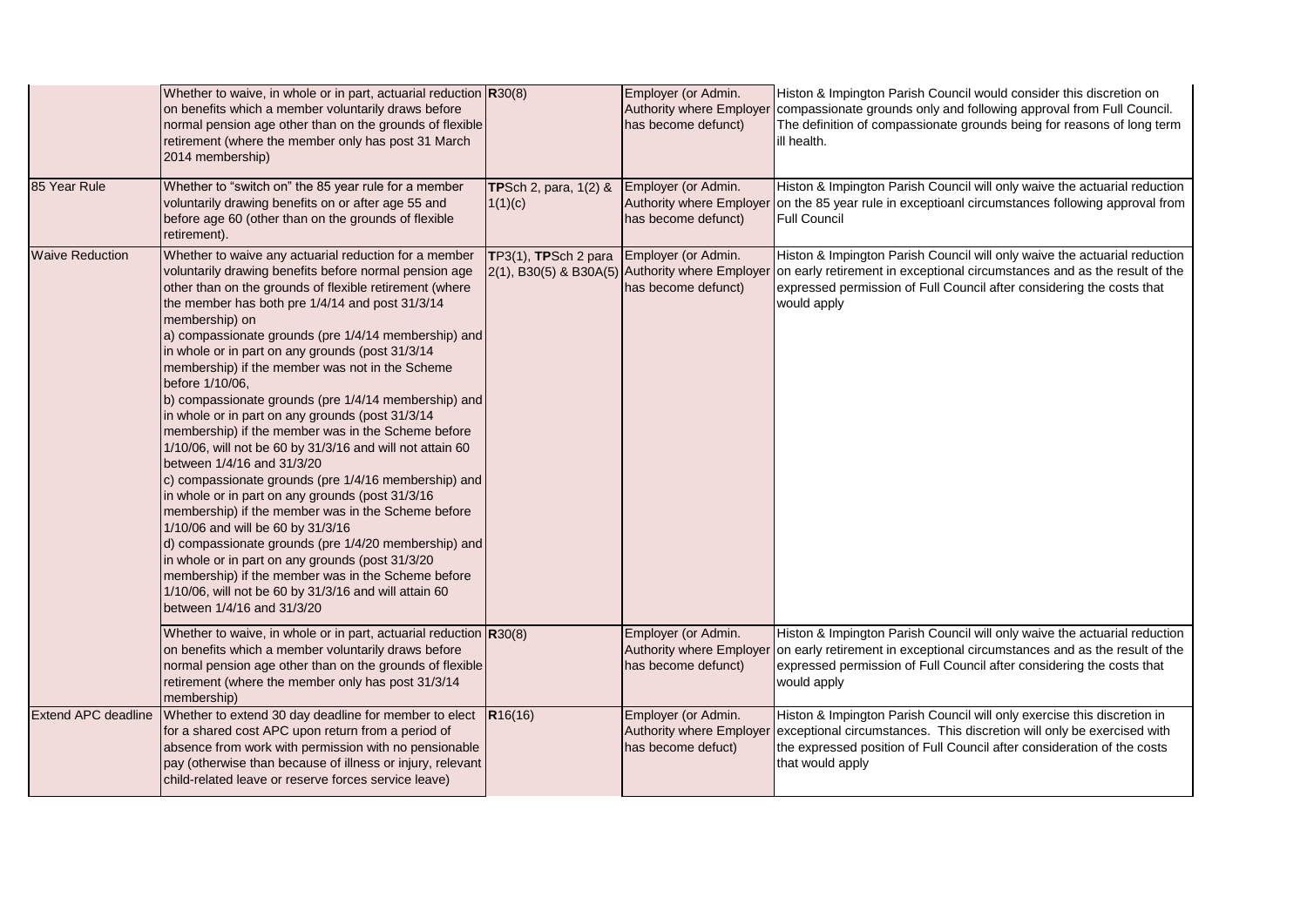| | | | | |
|---|---|---|---|---|
| | Whether to waive, in whole or in part, actuarial reduction on benefits which a member voluntarily draws before normal pension age other than on the grounds of flexible retirement (where the member only has post 31 March 2014 membership) | **R**30(8) | Employer (or Admin. Authority where Employer has become defunct) | Histon & Impington Parish Council would consider this discretion on compassionate grounds only and following approval from Full Council. The definition of compassionate grounds being for reasons of long term ill health. |
| 85 Year Rule | Whether to "switch on" the 85 year rule for a member voluntarily drawing benefits on or after age 55 and before age 60 (other than on the grounds of flexible retirement). | **TP**Sch 2, para, 1(2) & 1(1)(c) | Employer (or Admin. Authority where Employer has become defunct) | Histon & Impington Parish Council will only waive the actuarial reduction on the 85 year rule in exceptioanl circumstances following approval from Full Council |
| Waive Reduction | Whether to waive any actuarial reduction for a member voluntarily drawing benefits before normal pension age other than on the grounds of flexible retirement (where the member has both pre 1/4/14 and post 31/3/14 membership) on<br>a) compassionate grounds (pre 1/4/14 membership) and in whole or in part on any grounds (post 31/3/14 membership) if the member was not in the Scheme before 1/10/06,<br>b) compassionate grounds (pre 1/4/14 membership) and in whole or in part on any grounds (post 31/3/14 membership) if the member was in the Scheme before 1/10/06, will not be 60 by 31/3/16 and will not attain 60 between 1/4/16 and 31/3/20<br>c) compassionate grounds (pre 1/4/16 membership) and in whole or in part on any grounds (post 31/3/16 membership) if the member was in the Scheme before 1/10/06 and will be 60 by 31/3/16<br>d) compassionate grounds (pre 1/4/20 membership) and in whole or in part on any grounds (post 31/3/20 membership) if the member was in the Scheme before 1/10/06, will not be 60 by 31/3/16 and will attain 60 between 1/4/16 and 31/3/20 | **T**P3(1), **TP**Sch 2 para 2(1), B30(5) & B30A(5) | Employer (or Admin. Authority where Employer has become defunct) | Histon & Impington Parish Council will only waive the actuarial reduction on early retirement in exceptional circumstances and as the result of the expressed permission of Full Council after considering the costs that would apply |
| | Whether to waive, in whole or in part, actuarial reduction on benefits which a member voluntarily draws before normal pension age other than on the grounds of flexible retirement (where the member only has post 31/3/14 membership) | **R**30(8) | Employer (or Admin. Authority where Employer has become defunct) | Histon & Impington Parish Council will only waive the actuarial reduction on early retirement in exceptional circumstances and as the result of the expressed permission of Full Council after considering the costs that would apply |
| Extend APC deadline | Whether to extend 30 day deadline for member to elect for a shared cost APC upon return from a period of absence from work with permission with no pensionable pay (otherwise than because of illness or injury, relevant child-related leave or reserve forces service leave) | **R**16(16) | Employer (or Admin. Authority where Employer has become defuct) | Histon & Impington Parish Council will only exercise this discretion in exceptional circumstances. This discretion will only be exercised with the expressed position of Full Council after consideration of the costs that would apply |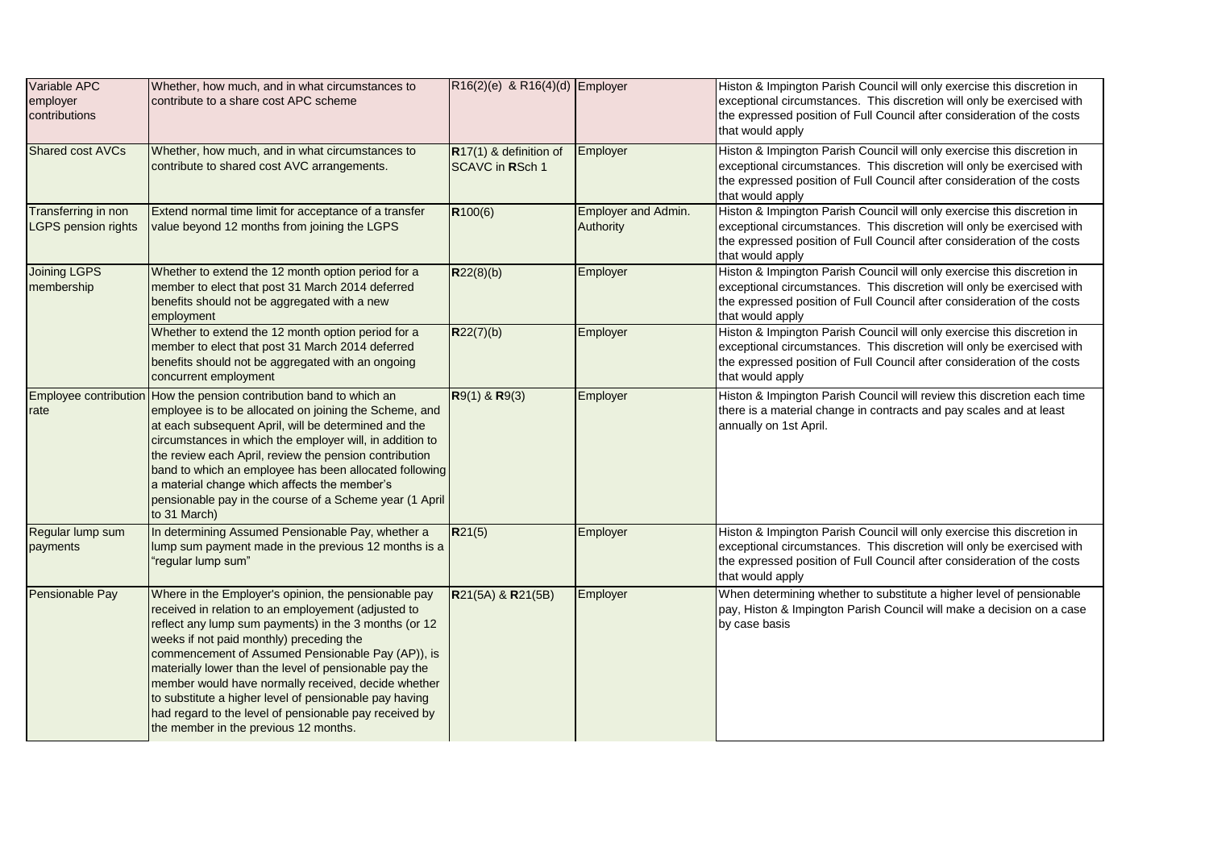| | | | | |
|---|---|---|---|---|
| Variable APC employer contributions | Whether, how much, and in what circumstances to contribute to a share cost APC scheme | R16(2)(e) & R16(4)(d) | Employer | Histon & Impington Parish Council will only exercise this discretion in exceptional circumstances. This discretion will only be exercised with the expressed position of Full Council after consideration of the costs that would apply |
| Shared cost AVCs | Whether, how much, and in what circumstances to contribute to shared cost AVC arrangements. | **R**17(1) & definition of SCAVC in **R**Sch 1 | Employer | Histon & Impington Parish Council will only exercise this discretion in exceptional circumstances. This discretion will only be exercised with the expressed position of Full Council after consideration of the costs that would apply |
| Transferring in non LGPS pension rights | Extend normal time limit for acceptance of a transfer value beyond 12 months from joining the LGPS | **R**100(6) | Employer and Admin. Authority | Histon & Impington Parish Council will only exercise this discretion in exceptional circumstances. This discretion will only be exercised with the expressed position of Full Council after consideration of the costs that would apply |
| Joining LGPS membership | Whether to extend the 12 month option period for a member to elect that post 31 March 2014 deferred benefits should not be aggregated with a new employment | **R**22(8)(b) | Employer | Histon & Impington Parish Council will only exercise this discretion in exceptional circumstances. This discretion will only be exercised with the expressed position of Full Council after consideration of the costs that would apply |
| | Whether to extend the 12 month option period for a member to elect that post 31 March 2014 deferred benefits should not be aggregated with an ongoing concurrent employment | **R**22(7)(b) | Employer | Histon & Impington Parish Council will only exercise this discretion in exceptional circumstances. This discretion will only be exercised with the expressed position of Full Council after consideration of the costs that would apply |
| Employee contribution rate | How the pension contribution band to which an employee is to be allocated on joining the Scheme, and at each subsequent April, will be determined and the circumstances in which the employer will, in addition to the review each April, review the pension contribution band to which an employee has been allocated following a material change which affects the member's pensionable pay in the course of a Scheme year (1 April to 31 March) | **R**9(1) & **R**9(3) | Employer | Histon & Impington Parish Council will review this discretion each time there is a material change in contracts and pay scales and at least annually on 1st April. |
| Regular lump sum payments | In determining Assumed Pensionable Pay, whether a lump sum payment made in the previous 12 months is a "regular lump sum" | **R**21(5) | Employer | Histon & Impington Parish Council will only exercise this discretion in exceptional circumstances. This discretion will only be exercised with the expressed position of Full Council after consideration of the costs that would apply |
| Pensionable Pay | Where in the Employer's opinion, the pensionable pay received in relation to an employement (adjusted to reflect any lump sum payments) in the 3 months (or 12 weeks if not paid monthly) preceding the commencement of Assumed Pensionable Pay (AP)), is materially lower than the level of pensionable pay the member would have normally received, decide whether to substitute a higher level of pensionable pay having had regard to the level of pensionable pay received by the member in the previous 12 months. | **R**21(5A) & **R**21(5B) | Employer | When determining whether to substitute a higher level of pensionable pay, Histon & Impington Parish Council will make a decision on a case by case basis |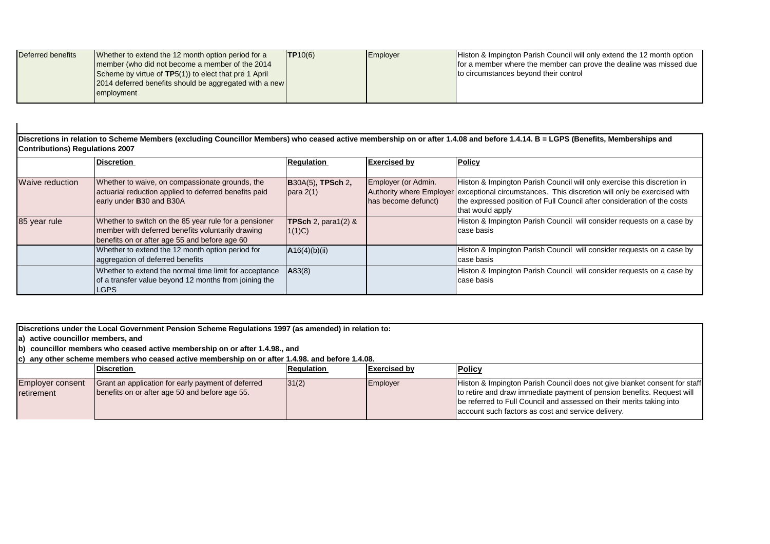| Deferred benefits | Whether to extend the 12 month option period for a member (who did not become a member of the 2014 Scheme by virtue of **TP**5(1)) to elect that pre 1 April 2014 deferred benefits should be aggregated with a new employment | **TP**10(6) | Employer | Histon & Impington Parish Council will only extend the 12 month option for a member where the member can prove the dealine was missed due to circumstances beyond their control |
|---|---|---|---|---|

**Discretions in relation to Scheme Members (excluding Councillor Members) who ceased active membership on or after 1.4.08 and before 1.4.14. B = LGPS (Benefits, Memberships and Contributions) Regulations 2007**

| | Discretion | Regulation | Exercised by | Policy |
|---|---|---|---|---|
| Waive reduction | Whether to waive, on compassionate grounds, the actuarial reduction applied to deferred benefits paid early under **B**30 and B30A | **B**30A(5), **TPSch** 2, para 2(1) | Employer (or Admin. Authority where Employer has become defunct) | Histon & Impington Parish Council will only exercise this discretion in exceptional circumstances. This discretion will only be exercised with the expressed position of Full Council after consideration of the costs that would apply |
| 85 year rule | Whether to switch on the 85 year rule for a pensioner member with deferred benefits voluntarily drawing benefits on or after age 55 and before age 60 | **TPSch** 2, para1(2) & 1(1)C) | | Histon & Impington Parish Council will consider requests on a case by case basis |
| | Whether to extend the 12 month option period for aggregation of deferred benefits | **A**16(4)(b)(ii) | | Histon & Impington Parish Council will consider requests on a case by case basis |
| | Whether to extend the normal time limit for acceptance of a transfer value beyond 12 months from joining the LGPS | **A**83(8) | | Histon & Impington Parish Council will consider requests on a case by case basis |

**Discretions under the Local Government Pension Scheme Regulations 1997 (as amended) in relation to:**
**a) active councillor members, and**
**b) councillor members who ceased active membership on or after 1.4.98., and**
**c) any other scheme members who ceased active membership on or after 1.4.98. and before 1.4.08.**

| | Discretion | Regulation | Exercised by | Policy |
|---|---|---|---|---|
| Employer consent retirement | Grant an application for early payment of deferred benefits on or after age 50 and before age 55. | 31(2) | Employer | Histon & Impington Parish Council does not give blanket consent for staff to retire and draw immediate payment of pension benefits. Request will be referred to Full Council and assessed on their merits taking into account such factors as cost and service delivery. |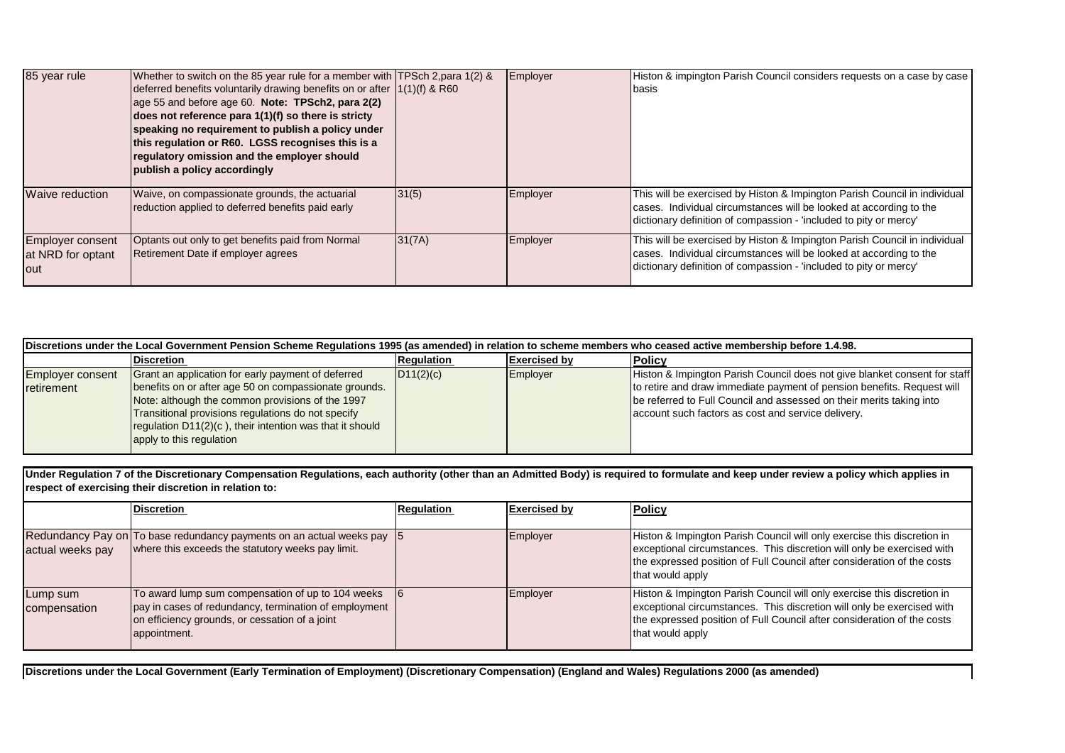| | | | | |
|---|---|---|---|---|
| 85 year rule | Whether to switch on the 85 year rule for a member with deferred benefits voluntarily drawing benefits on or after age 55 and before age 60. **Note: TPSch2, para 2(2) does not reference para 1(1)(f) so there is stricty speaking no requirement to publish a policy under this regulation or R60. LGSS recognises this is a regulatory omission and the employer should publish a policy accordingly** | TPSch 2,para 1(2) & 1(1)(f) & R60 | Employer | Histon & impington Parish Council considers requests on a case by case basis |
| Waive reduction | Waive, on compassionate grounds, the actuarial reduction applied to deferred benefits paid early | 31(5) | Employer | This will be exercised by Histon & Impington Parish Council in individual cases. Individual circumstances will be looked at according to the dictionary definition of compassion - 'included to pity or mercy' |
| Employer consent at NRD for optant out | Optants out only to get benefits paid from Normal Retirement Date if employer agrees | 31(7A) | Employer | This will be exercised by Histon & Impington Parish Council in individual cases. Individual circumstances will be looked at according to the dictionary definition of compassion - 'included to pity or mercy' |

| **Discretions under the Local Government Pension Scheme Regulations 1995 (as amended) in relation to scheme members who ceased active membership before 1.4.98.** | | | | |
|---|---|---|---|---|
| | **Discretion** | **Regulation** | **Exercised by** | **Policy** |
| Employer consent retirement | Grant an application for early payment of deferred benefits on or after age 50 on compassionate grounds. Note: although the common provisions of the 1997 Transitional provisions regulations do not specify regulation D11(2)(c ), their intention was that it should apply to this regulation | D11(2)(c) | Employer | Histon & Impington Parish Council does not give blanket consent for staff to retire and draw immediate payment of pension benefits. Request will be referred to Full Council and assessed on their merits taking into account such factors as cost and service delivery. |

| **Under Regulation 7 of the Discretionary Compensation Regulations, each authority (other than an Admitted Body) is required to formulate and keep under review a policy which applies in respect of exercising their discretion in relation to:** | | | | |
|---|---|---|---|---|
| | **Discretion** | **Regulation** | **Exercised by** | **Policy** |
| Redundancy Pay on actual weeks pay | To base redundancy payments on an actual weeks pay where this exceeds the statutory weeks pay limit. | 5 | Employer | Histon & Impington Parish Council will only exercise this discretion in exceptional circumstances. This discretion will only be exercised with the expressed position of Full Council after consideration of the costs that would apply |
| Lump sum compensation | To award lump sum compensation of up to 104 weeks pay in cases of redundancy, termination of employment on efficiency grounds, or cessation of a joint appointment. | 6 | Employer | Histon & Impington Parish Council will only exercise this discretion in exceptional circumstances. This discretion will only be exercised with the expressed position of Full Council after consideration of the costs that would apply |

**Discretions under the Local Government (Early Termination of Employment) (Discretionary Compensation) (England and Wales) Regulations 2000 (as amended)**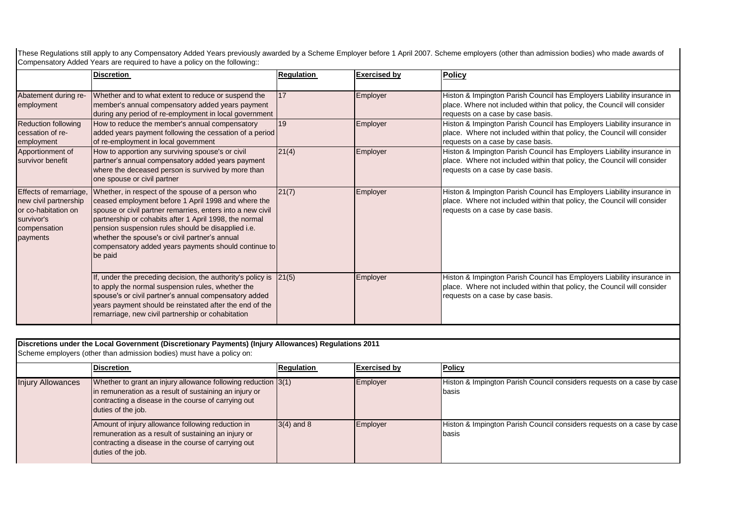These Regulations still apply to any Compensatory Added Years previously awarded by a Scheme Employer before 1 April 2007. Scheme employers (other than admission bodies) who made awards of Compensatory Added Years are required to have a policy on the following::

| | Discretion | Regulation | Exercised by | Policy |
|---|---|---|---|---|
| Abatement during re-employment | Whether and to what extent to reduce or suspend the member's annual compensatory added years payment during any period of re-employment in local government | 17 | Employer | Histon & Impington Parish Council has Employers Liability insurance in place. Where not included within that policy, the Council will consider requests on a case by case basis. |
| Reduction following cessation of re-employment | How to reduce the member's annual compensatory added years payment following the cessation of a period of re-employment in local government | 19 | Employer | Histon & Impington Parish Council has Employers Liability insurance in place. Where not included within that policy, the Council will consider requests on a case by case basis. |
| Apportionment of survivor benefit | How to apportion any surviving spouse's or civil partner's annual compensatory added years payment where the deceased person is survived by more than one spouse or civil partner | 21(4) | Employer | Histon & Impington Parish Council has Employers Liability insurance in place. Where not included within that policy, the Council will consider requests on a case by case basis. |
| Effects of remarriage, new civil partnership or co-habitation on survivor's compensation payments | Whether, in respect of the spouse of a person who ceased employment before 1 April 1998 and where the spouse or civil partner remarries, enters into a new civil partnership or cohabits after 1 April 1998, the normal pension suspension rules should be disapplied i.e. whether the spouse's or civil partner's annual compensatory added years payments should continue to be paid | 21(7) | Employer | Histon & Impington Parish Council has Employers Liability insurance in place. Where not included within that policy, the Council will consider requests on a case by case basis. |
| | If, under the preceding decision, the authority's policy is to apply the normal suspension rules, whether the spouse's or civil partner's annual compensatory added years payment should be reinstated after the end of the remarriage, new civil partnership or cohabitation | 21(5) | Employer | Histon & Impington Parish Council has Employers Liability insurance in place. Where not included within that policy, the Council will consider requests on a case by case basis. |

**Discretions under the Local Government (Discretionary Payments) (Injury Allowances) Regulations 2011**

Scheme employers (other than admission bodies) must have a policy on:

| | Discretion | Regulation | Exercised by | Policy |
|---|---|---|---|---|
| Injury Allowances | Whether to grant an injury allowance following reduction in remuneration as a result of sustaining an injury or contracting a disease in the course of carrying out duties of the job. | 3(1) | Employer | Histon & Impington Parish Council considers requests on a case by case basis |
| | Amount of injury allowance following reduction in remuneration as a result of sustaining an injury or contracting a disease in the course of carrying out duties of the job. | 3(4) and 8 | Employer | Histon & Impington Parish Council considers requests on a case by case basis |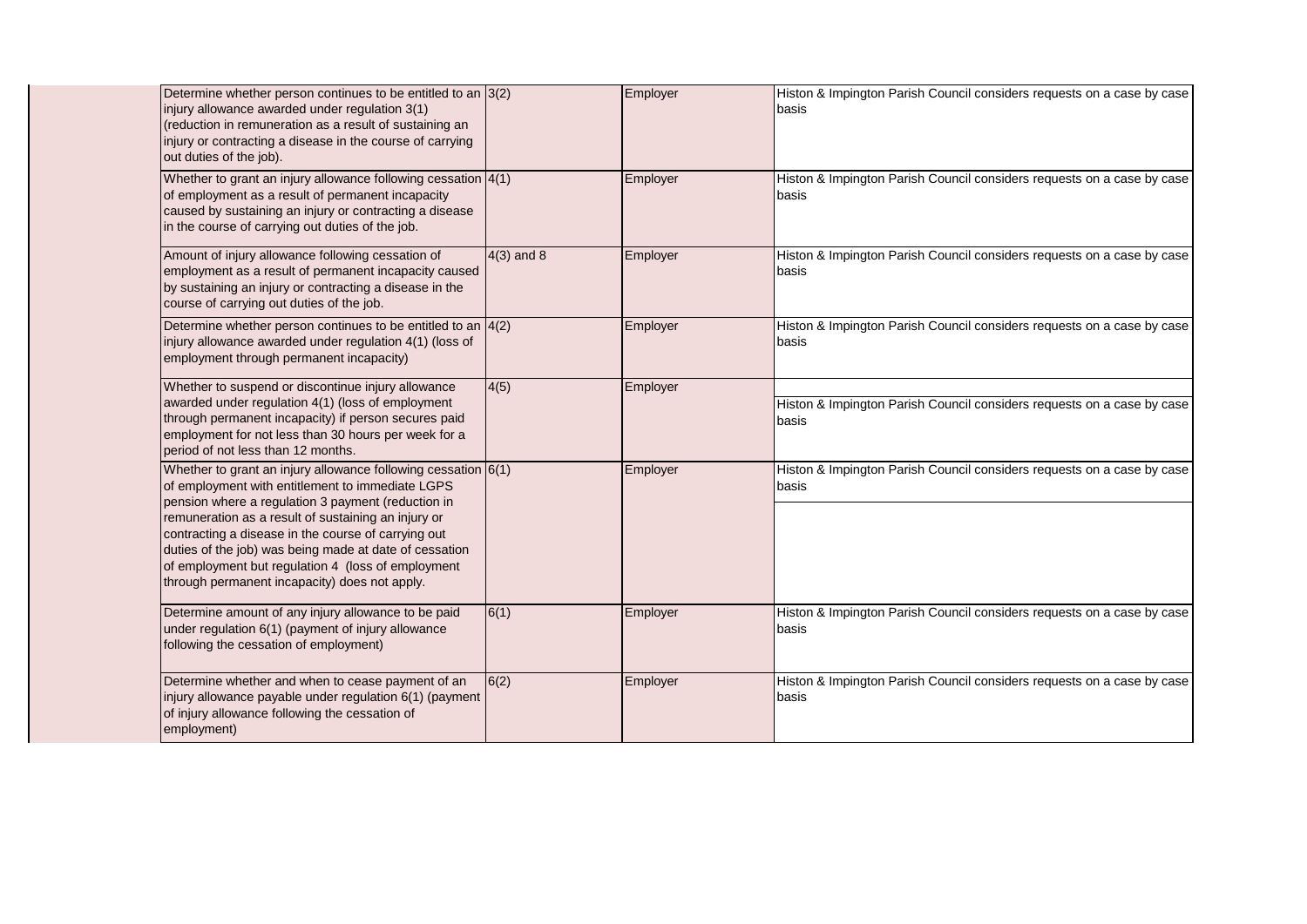| | | | |
|---|---|---|---|
| Determine whether person continues to be entitled to an injury allowance awarded under regulation 3(1) (reduction in remuneration as a result of sustaining an injury or contracting a disease in the course of carrying out duties of the job). | 3(2) | Employer | Histon & Impington Parish Council considers requests on a case by case basis |
| Whether to grant an injury allowance following cessation of employment as a result of permanent incapacity caused by sustaining an injury or contracting a disease in the course of carrying out duties of the job. | 4(1) | Employer | Histon & Impington Parish Council considers requests on a case by case basis |
| Amount of injury allowance following cessation of employment as a result of permanent incapacity caused by sustaining an injury or contracting a disease in the course of carrying out duties of the job. | 4(3) and 8 | Employer | Histon & Impington Parish Council considers requests on a case by case basis |
| Determine whether person continues to be entitled to an injury allowance awarded under regulation 4(1) (loss of employment through permanent incapacity) | 4(2) | Employer | Histon & Impington Parish Council considers requests on a case by case basis |
| Whether to suspend or discontinue injury allowance awarded under regulation 4(1) (loss of employment through permanent incapacity) if person secures paid employment for not less than 30 hours per week for a period of not less than 12 months. | 4(5) | Employer | Histon & Impington Parish Council considers requests on a case by case basis |
| Whether to grant an injury allowance following cessation of employment with entitlement to immediate LGPS pension where a regulation 3 payment (reduction in remuneration as a result of sustaining an injury or contracting a disease in the course of carrying out duties of the job) was being made at date of cessation of employment but regulation 4 (loss of employment through permanent incapacity) does not apply. | 6(1) | Employer | Histon & Impington Parish Council considers requests on a case by case basis |
| Determine amount of any injury allowance to be paid under regulation 6(1) (payment of injury allowance following the cessation of employment) | 6(1) | Employer | Histon & Impington Parish Council considers requests on a case by case basis |
| Determine whether and when to cease payment of an injury allowance payable under regulation 6(1) (payment of injury allowance following the cessation of employment) | 6(2) | Employer | Histon & Impington Parish Council considers requests on a case by case basis |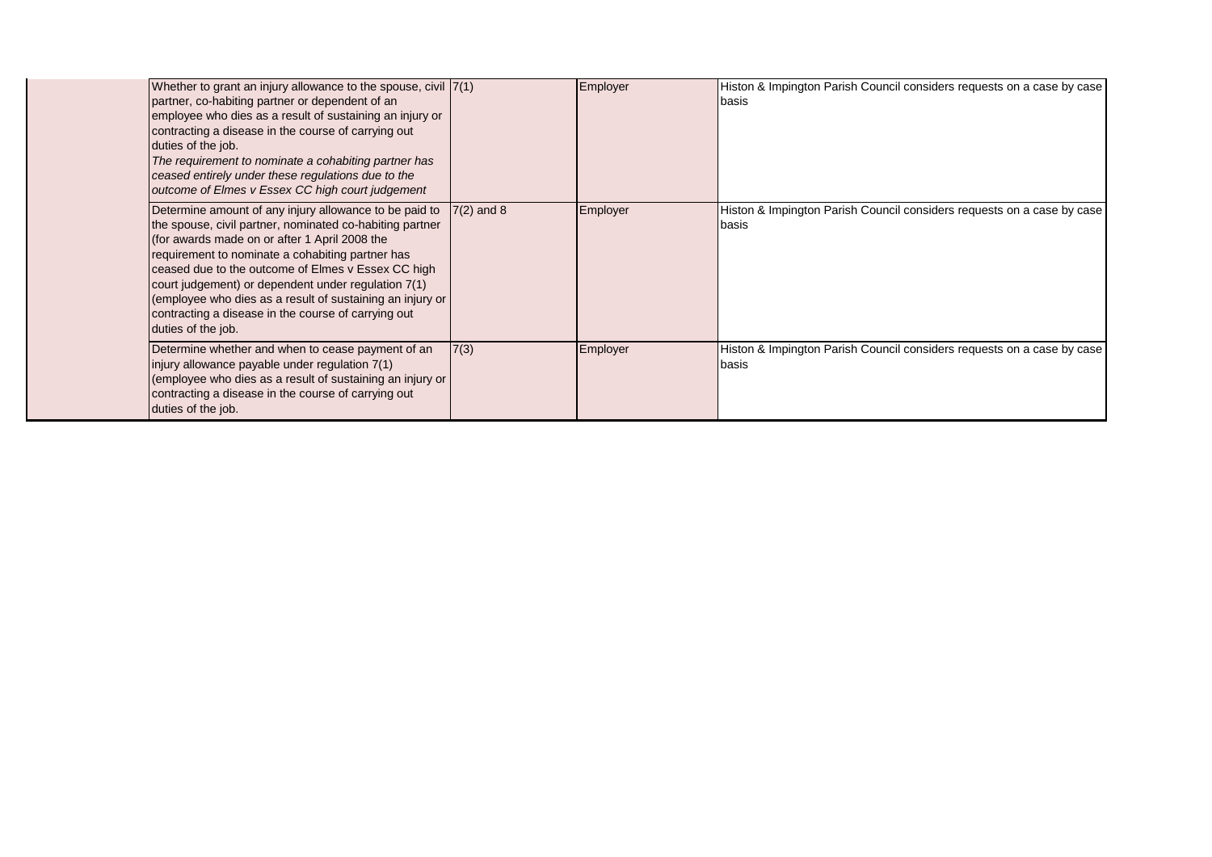| | | | | |
|---|---|---|---|---|
| | Whether to grant an injury allowance to the spouse, civil partner, co-habiting partner or dependent of an employee who dies as a result of sustaining an injury or contracting a disease in the course of carrying out duties of the job. *The requirement to nominate a cohabiting partner has ceased entirely under these regulations due to the outcome of Elmes v Essex CC high court judgement* | 7(1) | Employer | Histon & Impington Parish Council considers requests on a case by case basis |
| | Determine amount of any injury allowance to be paid to the spouse, civil partner, nominated co-habiting partner (for awards made on or after 1 April 2008 the requirement to nominate a cohabiting partner has ceased due to the outcome of Elmes v Essex CC high court judgement) or dependent under regulation 7(1) (employee who dies as a result of sustaining an injury or contracting a disease in the course of carrying out duties of the job. | 7(2) and 8 | Employer | Histon & Impington Parish Council considers requests on a case by case basis |
| | Determine whether and when to cease payment of an injury allowance payable under regulation 7(1) (employee who dies as a result of sustaining an injury or contracting a disease in the course of carrying out duties of the job. | 7(3) | Employer | Histon & Impington Parish Council considers requests on a case by case basis |